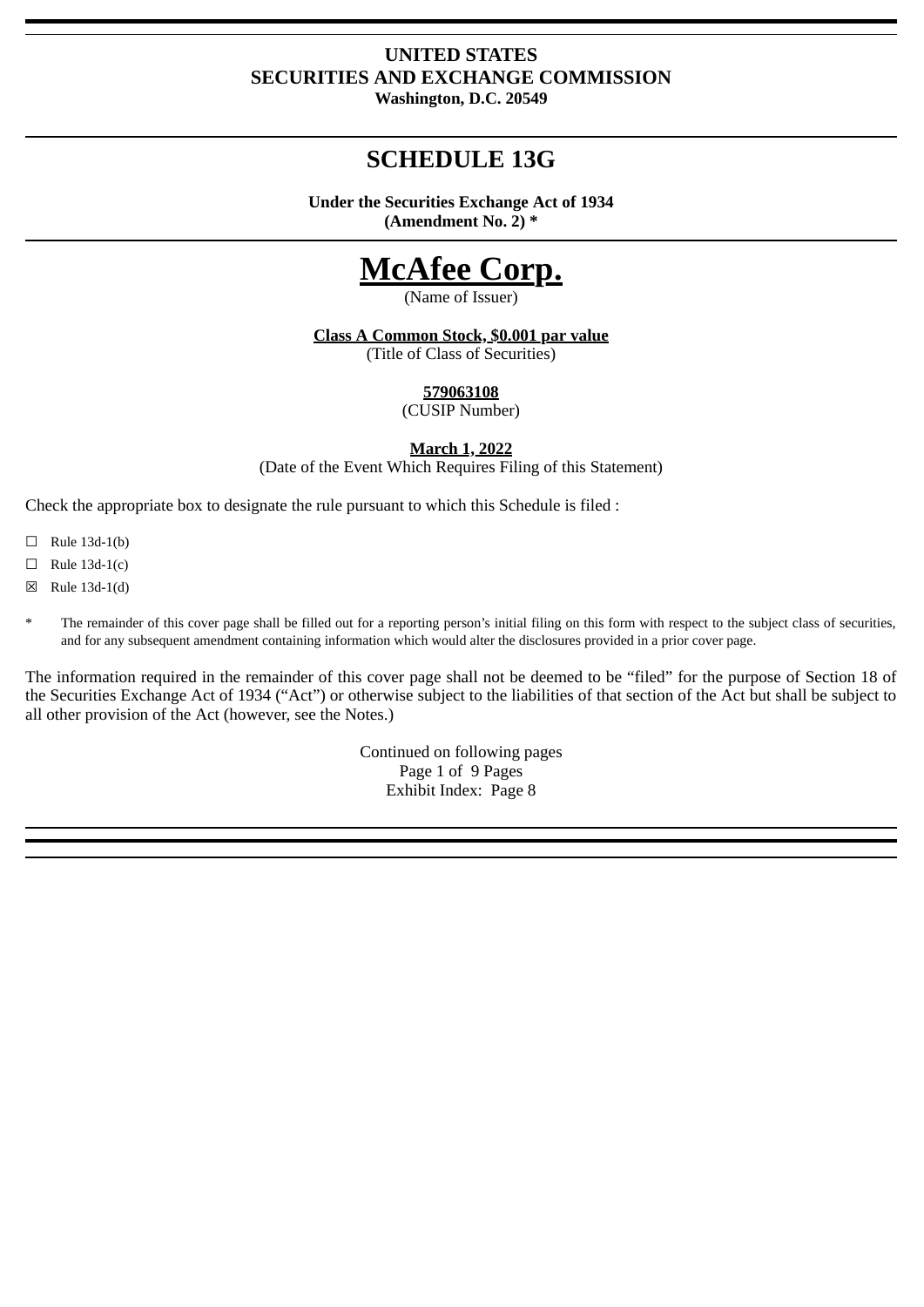**UNITED STATES**
**SECURITIES AND EXCHANGE COMMISSION**
**Washington, D.C. 20549**

# SCHEDULE 13G

**Under the Securities Exchange Act of 1934**
**(Amendment No. 2) ***

# McAfee Corp.

(Name of Issuer)

**Class A Common Stock, $0.001 par value**
(Title of Class of Securities)

**579063108**
(CUSIP Number)

**March 1, 2022**
(Date of the Event Which Requires Filing of this Statement)

Check the appropriate box to designate the rule pursuant to which this Schedule is filed :

☐ Rule 13d-1(b)

☐ Rule 13d-1(c)

☒ Rule 13d-1(d)

\* The remainder of this cover page shall be filled out for a reporting person's initial filing on this form with respect to the subject class of securities, and for any subsequent amendment containing information which would alter the disclosures provided in a prior cover page.

The information required in the remainder of this cover page shall not be deemed to be "filed" for the purpose of Section 18 of the Securities Exchange Act of 1934 ("Act") or otherwise subject to the liabilities of that section of the Act but shall be subject to all other provision of the Act (however, see the Notes.)

Continued on following pages
Page 1 of 9 Pages
Exhibit Index: Page 8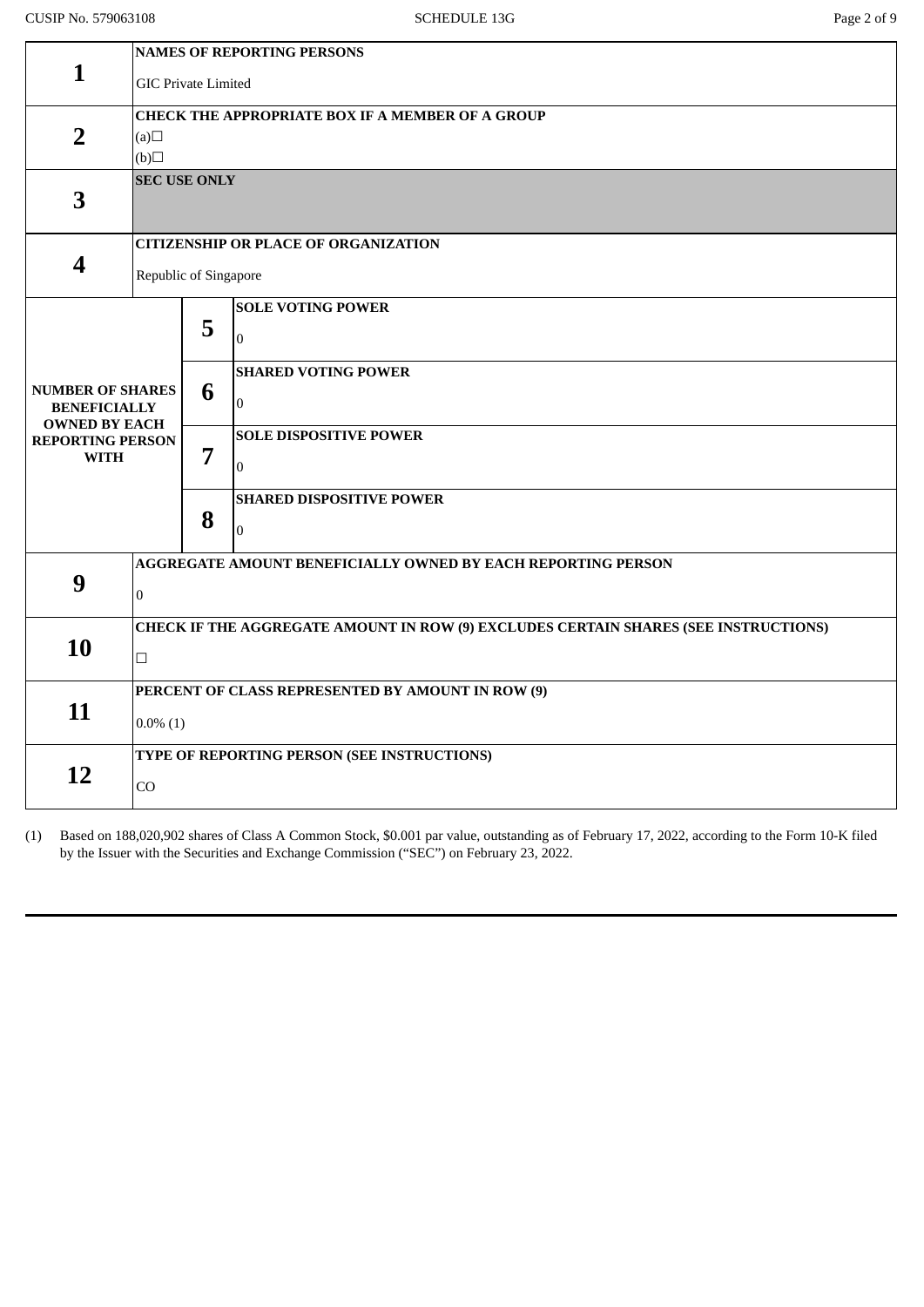| | | | |
|---|---|---|---|
| **1** | **NAMES OF REPORTING PERSONS**<br>GIC Private Limited | | |
| **2** | **CHECK THE APPROPRIATE BOX IF A MEMBER OF A GROUP**<br>(a)☐<br>(b)☐ | | |
| **3** | **SEC USE ONLY** | | |
| **4** | **CITIZENSHIP OR PLACE OF ORGANIZATION**<br>Republic of Singapore | | |
| **NUMBER OF SHARES BENEFICIALLY OWNED BY EACH REPORTING PERSON WITH** | | **5** | **SOLE VOTING POWER**<br>0 |
| | | **6** | **SHARED VOTING POWER**<br>0 |
| | | **7** | **SOLE DISPOSITIVE POWER**<br>0 |
| | | **8** | **SHARED DISPOSITIVE POWER**<br>0 |
| **9** | **AGGREGATE AMOUNT BENEFICIALLY OWNED BY EACH REPORTING PERSON**<br>0 | | |
| **10** | **CHECK IF THE AGGREGATE AMOUNT IN ROW (9) EXCLUDES CERTAIN SHARES (SEE INSTRUCTIONS)**<br>☐ | | |
| **11** | **PERCENT OF CLASS REPRESENTED BY AMOUNT IN ROW (9)**<br>0.0% (1) | | |
| **12** | **TYPE OF REPORTING PERSON (SEE INSTRUCTIONS)**<br>CO | | |

(1) Based on 188,020,902 shares of Class A Common Stock, $0.001 par value, outstanding as of February 17, 2022, according to the Form 10-K filed by the Issuer with the Securities and Exchange Commission ("SEC") on February 23, 2022.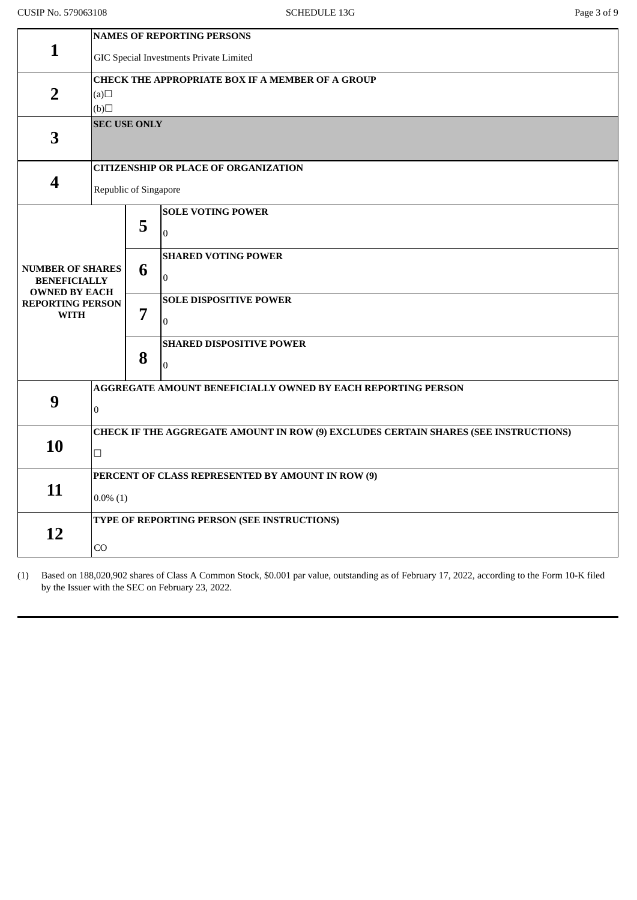| | | | |
|---|---|---|---|
| **1** | **NAMES OF REPORTING PERSONS**<br>GIC Special Investments Private Limited | | |
| **2** | **CHECK THE APPROPRIATE BOX IF A MEMBER OF A GROUP**<br>(a)☐<br>(b)☐ | | |
| **3** | **SEC USE ONLY** | | |
| **4** | **CITIZENSHIP OR PLACE OF ORGANIZATION**<br>Republic of Singapore | | |
| **NUMBER OF SHARES BENEFICIALLY OWNED BY EACH REPORTING PERSON WITH** | | **5** | **SOLE VOTING POWER**<br>0 |
| | | **6** | **SHARED VOTING POWER**<br>0 |
| | | **7** | **SOLE DISPOSITIVE POWER**<br>0 |
| | | **8** | **SHARED DISPOSITIVE POWER**<br>0 |
| **9** | **AGGREGATE AMOUNT BENEFICIALLY OWNED BY EACH REPORTING PERSON**<br>0 | | |
| **10** | **CHECK IF THE AGGREGATE AMOUNT IN ROW (9) EXCLUDES CERTAIN SHARES (SEE INSTRUCTIONS)**<br>☐ | | |
| **11** | **PERCENT OF CLASS REPRESENTED BY AMOUNT IN ROW (9)**<br>0.0% (1) | | |
| **12** | **TYPE OF REPORTING PERSON (SEE INSTRUCTIONS)**<br>CO | | |

(1) Based on 188,020,902 shares of Class A Common Stock, $0.001 par value, outstanding as of February 17, 2022, according to the Form 10-K filed by the Issuer with the SEC on February 23, 2022.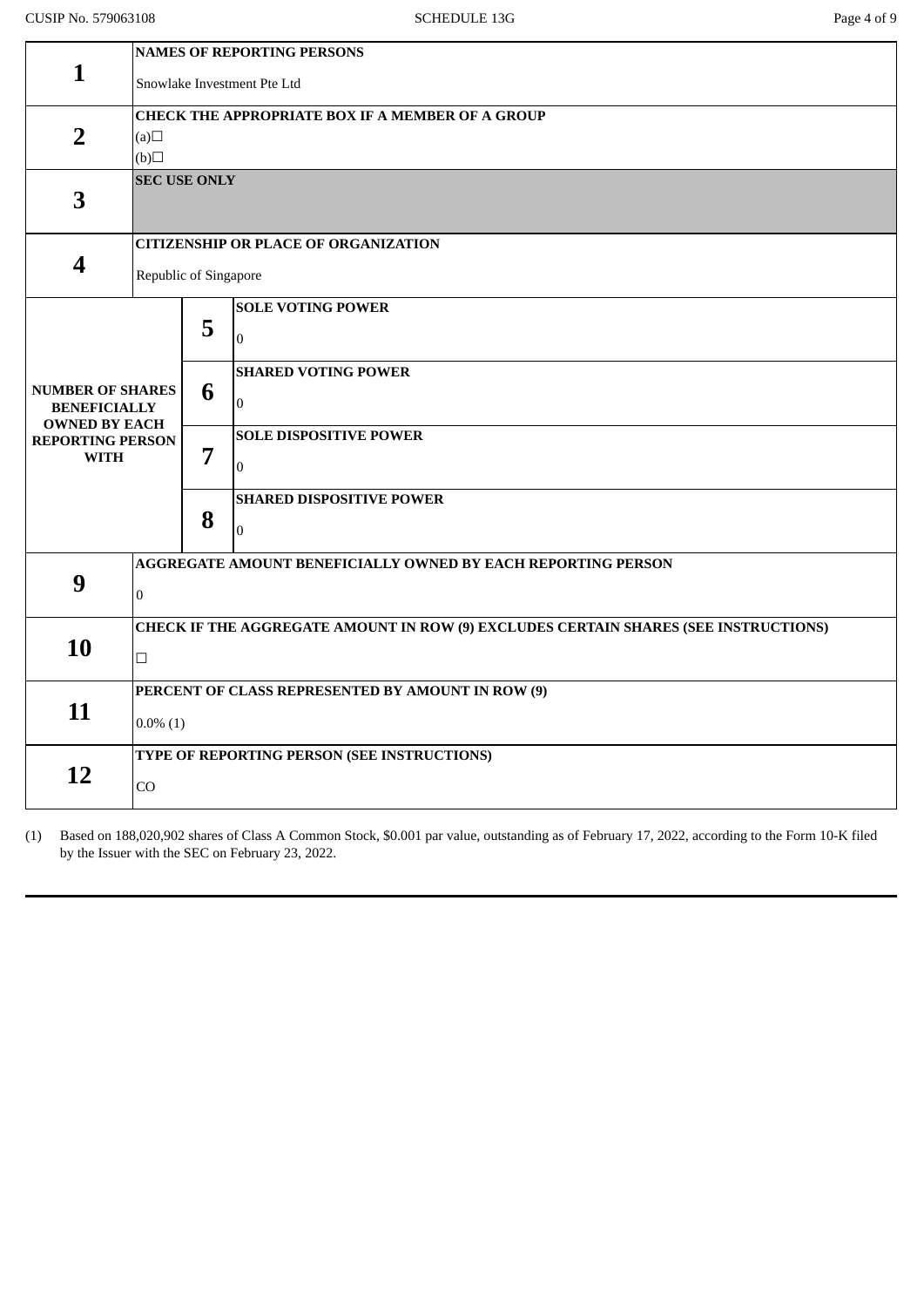| | | | |
|---|---|---|---|
| **1** | **NAMES OF REPORTING PERSONS**<br>Snowlake Investment Pte Ltd | | |
| **2** | **CHECK THE APPROPRIATE BOX IF A MEMBER OF A GROUP**<br>(a)☐<br>(b)☐ | | |
| **3** | **SEC USE ONLY** | | |
| **4** | **CITIZENSHIP OR PLACE OF ORGANIZATION**<br>Republic of Singapore | | |
| **NUMBER OF SHARES BENEFICIALLY OWNED BY EACH REPORTING PERSON WITH** | **5** | **SOLE VOTING POWER**<br>0 | |
| | **6** | **SHARED VOTING POWER**<br>0 | |
| | **7** | **SOLE DISPOSITIVE POWER**<br>0 | |
| | **8** | **SHARED DISPOSITIVE POWER**<br>0 | |
| **9** | **AGGREGATE AMOUNT BENEFICIALLY OWNED BY EACH REPORTING PERSON**<br>0 | | |
| **10** | **CHECK IF THE AGGREGATE AMOUNT IN ROW (9) EXCLUDES CERTAIN SHARES (SEE INSTRUCTIONS)**<br>☐ | | |
| **11** | **PERCENT OF CLASS REPRESENTED BY AMOUNT IN ROW (9)**<br>0.0% (1) | | |
| **12** | **TYPE OF REPORTING PERSON (SEE INSTRUCTIONS)**<br>CO | | |

(1) Based on 188,020,902 shares of Class A Common Stock, $0.001 par value, outstanding as of February 17, 2022, according to the Form 10-K filed by the Issuer with the SEC on February 23, 2022.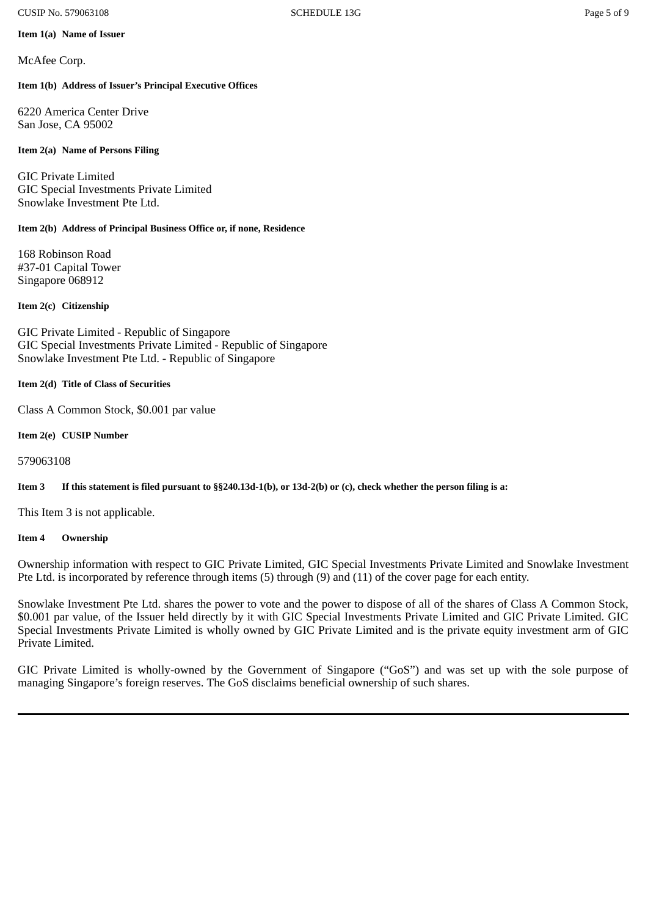**Item 1(a) Name of Issuer**

McAfee Corp.

**Item 1(b) Address of Issuer's Principal Executive Offices**

6220 America Center Drive
San Jose, CA 95002

**Item 2(a) Name of Persons Filing**

GIC Private Limited
GIC Special Investments Private Limited
Snowlake Investment Pte Ltd.

**Item 2(b) Address of Principal Business Office or, if none, Residence**

168 Robinson Road
#37-01 Capital Tower
Singapore 068912

**Item 2(c) Citizenship**

GIC Private Limited - Republic of Singapore
GIC Special Investments Private Limited - Republic of Singapore
Snowlake Investment Pte Ltd. - Republic of Singapore

**Item 2(d) Title of Class of Securities**

Class A Common Stock, $0.001 par value

**Item 2(e) CUSIP Number**

579063108

**Item 3 If this statement is filed pursuant to §§240.13d-1(b), or 13d-2(b) or (c), check whether the person filing is a:**

This Item 3 is not applicable.

**Item 4 Ownership**

Ownership information with respect to GIC Private Limited, GIC Special Investments Private Limited and Snowlake Investment Pte Ltd. is incorporated by reference through items (5) through (9) and (11) of the cover page for each entity.

Snowlake Investment Pte Ltd. shares the power to vote and the power to dispose of all of the shares of Class A Common Stock, $0.001 par value, of the Issuer held directly by it with GIC Special Investments Private Limited and GIC Private Limited. GIC Special Investments Private Limited is wholly owned by GIC Private Limited and is the private equity investment arm of GIC Private Limited.

GIC Private Limited is wholly-owned by the Government of Singapore ("GoS") and was set up with the sole purpose of managing Singapore's foreign reserves. The GoS disclaims beneficial ownership of such shares.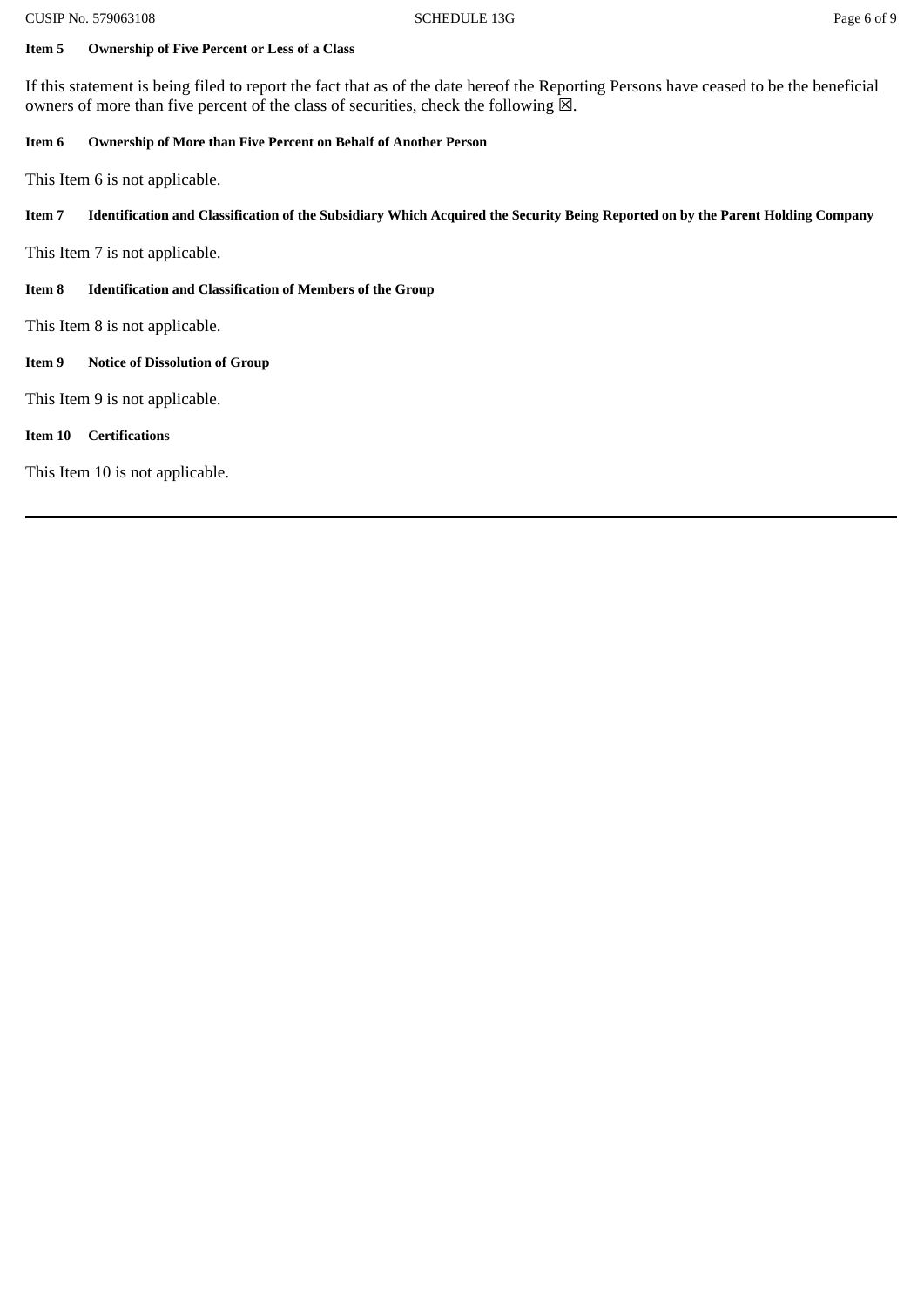**Item 5 Ownership of Five Percent or Less of a Class**

If this statement is being filed to report the fact that as of the date hereof the Reporting Persons have ceased to be the beneficial owners of more than five percent of the class of securities, check the following ☒.

**Item 6 Ownership of More than Five Percent on Behalf of Another Person**

This Item 6 is not applicable.

**Item 7 Identification and Classification of the Subsidiary Which Acquired the Security Being Reported on by the Parent Holding Company**

This Item 7 is not applicable.

**Item 8 Identification and Classification of Members of the Group**

This Item 8 is not applicable.

**Item 9 Notice of Dissolution of Group**

This Item 9 is not applicable.

**Item 10 Certifications**

This Item 10 is not applicable.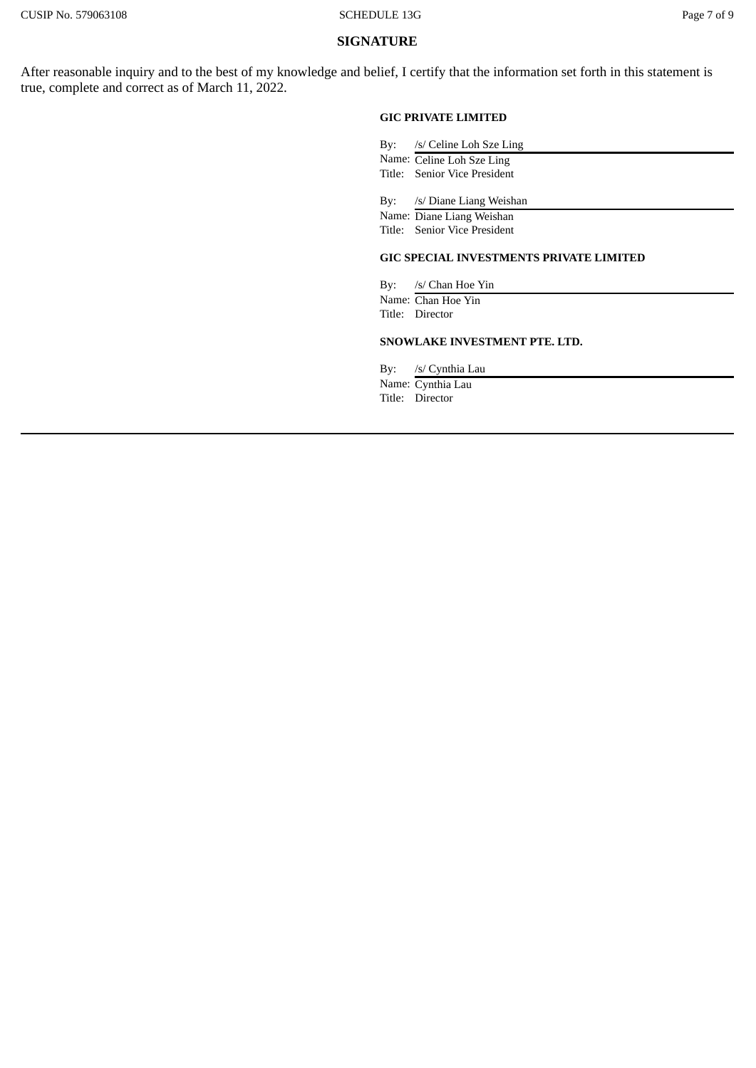## SIGNATURE

After reasonable inquiry and to the best of my knowledge and belief, I certify that the information set forth in this statement is true, complete and correct as of March 11, 2022.

**GIC PRIVATE LIMITED**

By: /s/ Celine Loh Sze Ling
Name: Celine Loh Sze Ling
Title: Senior Vice President

By: /s/ Diane Liang Weishan
Name: Diane Liang Weishan
Title: Senior Vice President

**GIC SPECIAL INVESTMENTS PRIVATE LIMITED**

By: /s/ Chan Hoe Yin
Name: Chan Hoe Yin
Title: Director

**SNOWLAKE INVESTMENT PTE. LTD.**

By: /s/ Cynthia Lau
Name: Cynthia Lau
Title: Director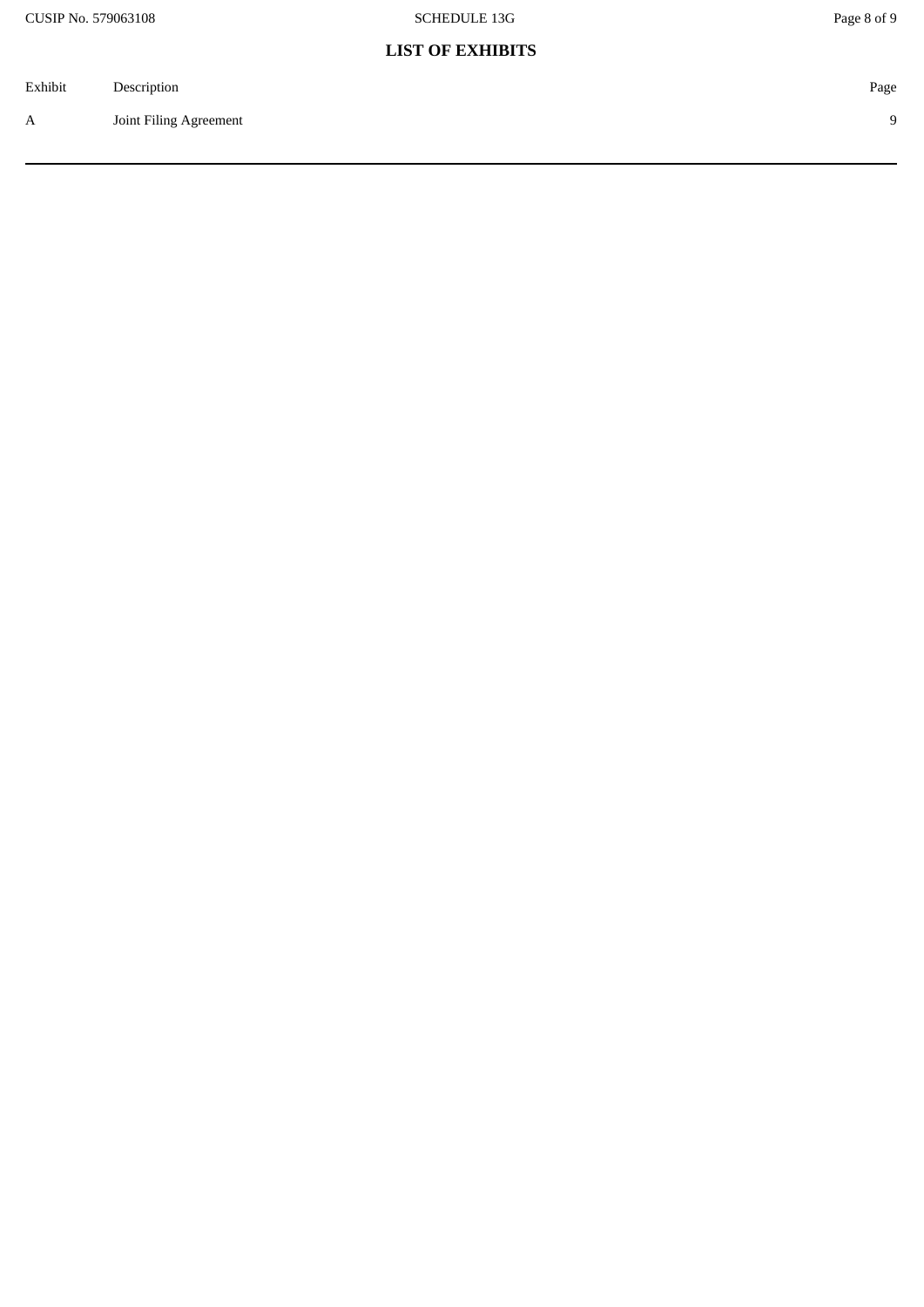## LIST OF EXHIBITS

| Exhibit | Description | Page |
| --- | --- | --- |
| A | Joint Filing Agreement | 9 |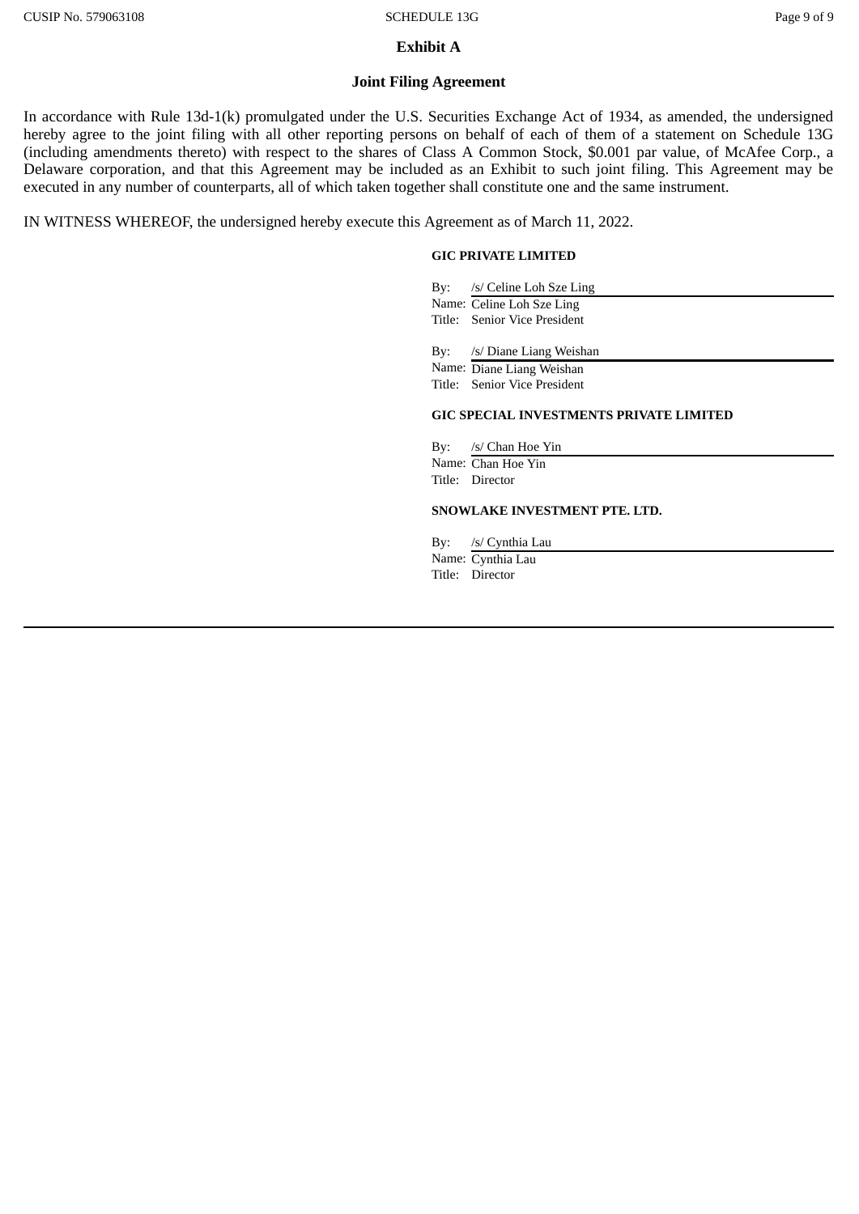## Exhibit A

## Joint Filing Agreement

In accordance with Rule 13d-1(k) promulgated under the U.S. Securities Exchange Act of 1934, as amended, the undersigned hereby agree to the joint filing with all other reporting persons on behalf of each of them of a statement on Schedule 13G (including amendments thereto) with respect to the shares of Class A Common Stock, $0.001 par value, of McAfee Corp., a Delaware corporation, and that this Agreement may be included as an Exhibit to such joint filing. This Agreement may be executed in any number of counterparts, all of which taken together shall constitute one and the same instrument.

IN WITNESS WHEREOF, the undersigned hereby execute this Agreement as of March 11, 2022.

**GIC PRIVATE LIMITED**

By: /s/ Celine Loh Sze Ling
Name: Celine Loh Sze Ling
Title: Senior Vice President

By: /s/ Diane Liang Weishan
Name: Diane Liang Weishan
Title: Senior Vice President

**GIC SPECIAL INVESTMENTS PRIVATE LIMITED**

By: /s/ Chan Hoe Yin
Name: Chan Hoe Yin
Title: Director

**SNOWLAKE INVESTMENT PTE. LTD.**

By: /s/ Cynthia Lau
Name: Cynthia Lau
Title: Director